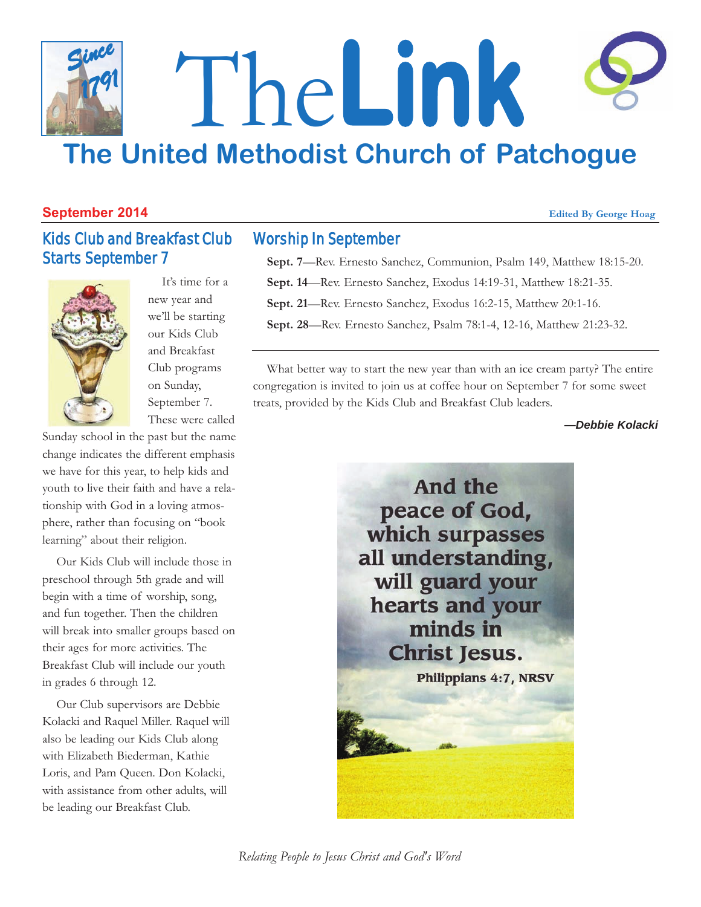# The Link

## The United Methodist Church of Patchogue

**September 2014**

**Edited By George Hoag**

## Kids Club and Breakfast Club Starts September 7

It's time for a new year and we'll be starting our Kids Club and Breakfast Club programs on Sunday, September 7. These were called Sunday school in the past but the name change indicates the different emphasis we have for this year, to help kids and youth to live their faith and have a relationship with God in a loving atmosphere, rather than focusing on "book learning" about their religion.

Our Kids Club will include those in preschool through 5th grade and will begin with a time of worship, song, and fun together. Then the children will break into smaller groups based on their ages for more activities. The Breakfast Club will include our youth in grades 6 through 12.

Our Club supervisors are Debbie Kolacki and Raquel Miller. Raquel will also be leading our Kids Club along with Elizabeth Biederman, Kathie Loris, and Pam Queen. Don Kolacki, with assistance from other adults, will be leading our Breakfast Club.

## Worship In September

**Sept. 7**—Rev. Ernesto Sanchez, Communion, Psalm 149, Matthew 18:15-20.

**Sept. 14**—Rev. Ernesto Sanchez, Exodus 14:19-31, Matthew 18:21-35.

**Sept. 21**—Rev. Ernesto Sanchez, Exodus 16:2-15, Matthew 20:1-16.

**Sept. 28**—Rev. Ernesto Sanchez, Psalm 78:1-4, 12-16, Matthew 21:23-32.

---

What better way to start the new year than with an ice cream party? The entire congregation is invited to join us at coffee hour on September 7 for some sweet treats, provided by the Kids Club and Breakfast Club leaders.

***—Debbie Kolacki***

**And the peace of God, which surpasses all understanding, will guard your hearts and your minds in Christ Jesus.**
**Philippians 4:7, NRSV**

*Relating People to Jesus Christ and God's Word*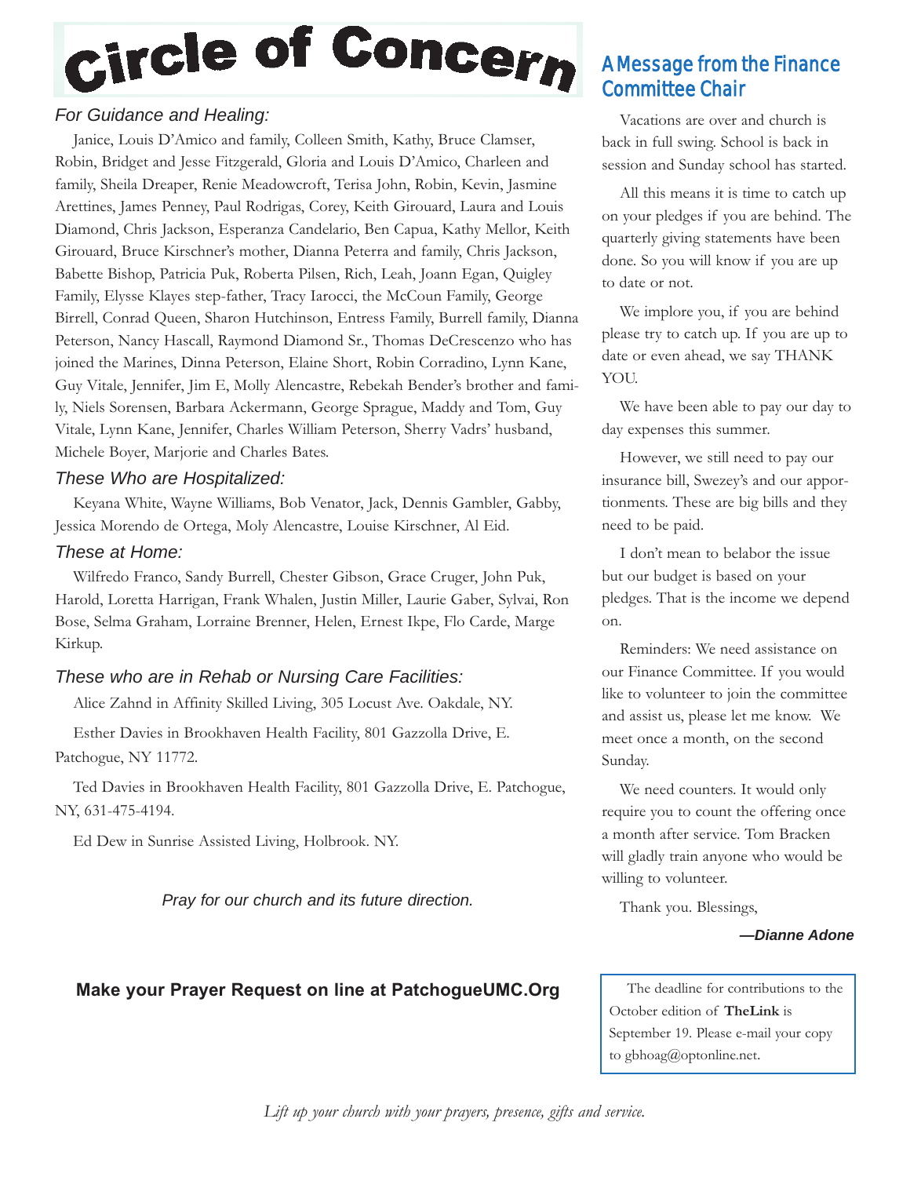# Circle of Concern

### *For Guidance and Healing:*

Janice, Louis D'Amico and family, Colleen Smith, Kathy, Bruce Clamser, Robin, Bridget and Jesse Fitzgerald, Gloria and Louis D'Amico, Charleen and family, Sheila Dreaper, Renie Meadowcroft, Terisa John, Robin, Kevin, Jasmine Arettines, James Penney, Paul Rodrigas, Corey, Keith Girouard, Laura and Louis Diamond, Chris Jackson, Esperanza Candelario, Ben Capua, Kathy Mellor, Keith Girouard, Bruce Kirschner's mother, Dianna Peterra and family, Chris Jackson, Babette Bishop, Patricia Puk, Roberta Pilsen, Rich, Leah, Joann Egan, Quigley Family, Elysse Klayes step-father, Tracy Iarocci, the McCoun Family, George Birrell, Conrad Queen, Sharon Hutchinson, Entress Family, Burrell family, Dianna Peterson, Nancy Hascall, Raymond Diamond Sr., Thomas DeCrescenzo who has joined the Marines, Dinna Peterson, Elaine Short, Robin Corradino, Lynn Kane, Guy Vitale, Jennifer, Jim E, Molly Alencastre, Rebekah Bender's brother and family, Niels Sorensen, Barbara Ackermann, George Sprague, Maddy and Tom, Guy Vitale, Lynn Kane, Jennifer, Charles William Peterson, Sherry Vadrs' husband, Michele Boyer, Marjorie and Charles Bates.

### *These Who are Hospitalized:*

Keyana White, Wayne Williams, Bob Venator, Jack, Dennis Gambler, Gabby, Jessica Morendo de Ortega, Moly Alencastre, Louise Kirschner, Al Eid.

### *These at Home:*

Wilfredo Franco, Sandy Burrell, Chester Gibson, Grace Cruger, John Puk, Harold, Loretta Harrigan, Frank Whalen, Justin Miller, Laurie Gaber, Sylvai, Ron Bose, Selma Graham, Lorraine Brenner, Helen, Ernest Ikpe, Flo Carde, Marge Kirkup.

### *These who are in Rehab or Nursing Care Facilities:*

Alice Zahnd in Affinity Skilled Living, 305 Locust Ave. Oakdale, NY.

Esther Davies in Brookhaven Health Facility, 801 Gazzolla Drive, E. Patchogue, NY 11772.

Ted Davies in Brookhaven Health Facility, 801 Gazzolla Drive, E. Patchogue, NY, 631-475-4194.

Ed Dew in Sunrise Assisted Living, Holbrook. NY.

*Pray for our church and its future direction.*

**Make your Prayer Request on line at PatchogueUMC.Org**

## A Message from the Finance Committee Chair

Vacations are over and church is back in full swing. School is back in session and Sunday school has started.

All this means it is time to catch up on your pledges if you are behind. The quarterly giving statements have been done. So you will know if you are up to date or not.

We implore you, if you are behind please try to catch up. If you are up to date or even ahead, we say THANK YOU.

We have been able to pay our day to day expenses this summer.

However, we still need to pay our insurance bill, Swezey's and our apportionments. These are big bills and they need to be paid.

I don't mean to belabor the issue but our budget is based on your pledges. That is the income we depend on.

Reminders: We need assistance on our Finance Committee. If you would like to volunteer to join the committee and assist us, please let me know. We meet once a month, on the second Sunday.

We need counters. It would only require you to count the offering once a month after service. Tom Bracken will gladly train anyone who would be willing to volunteer.

Thank you. Blessings,

***—Dianne Adone***

The deadline for contributions to the October edition of **TheLink** is September 19. Please e-mail your copy to gbhoag@optonline.net.

*Lift up your church with your prayers, presence, gifts and service.*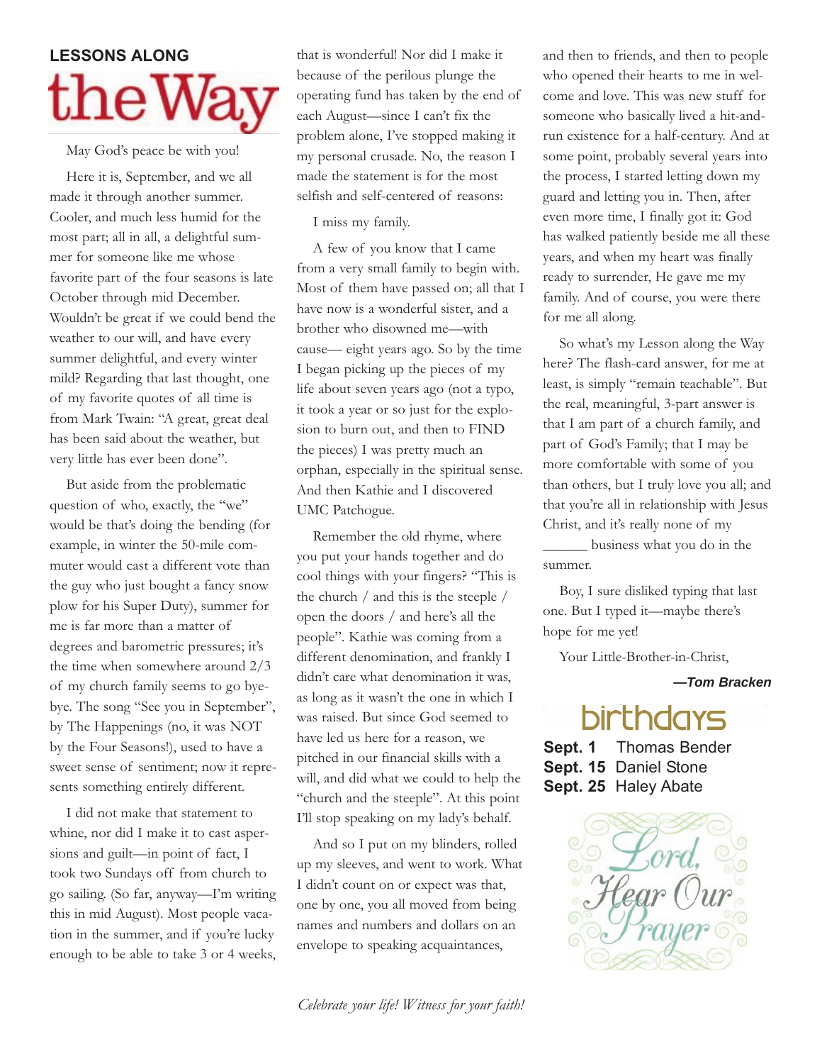## LESSONS ALONG the Way

May God's peace be with you!

Here it is, September, and we all made it through another summer. Cooler, and much less humid for the most part; all in all, a delightful summer for someone like me whose favorite part of the four seasons is late October through mid December. Wouldn't be great if we could bend the weather to our will, and have every summer delightful, and every winter mild? Regarding that last thought, one of my favorite quotes of all time is from Mark Twain: "A great, great deal has been said about the weather, but very little has ever been done".

But aside from the problematic question of who, exactly, the "we" would be that's doing the bending (for example, in winter the 50-mile commuter would cast a different vote than the guy who just bought a fancy snow plow for his Super Duty), summer for me is far more than a matter of degrees and barometric pressures; it's the time when somewhere around 2/3 of my church family seems to go bye-bye. The song "See you in September", by The Happenings (no, it was NOT by the Four Seasons!), used to have a sweet sense of sentiment; now it represents something entirely different.

I did not make that statement to whine, nor did I make it to cast aspersions and guilt—in point of fact, I took two Sundays off from church to go sailing. (So far, anyway—I'm writing this in mid August). Most people vacation in the summer, and if you're lucky enough to be able to take 3 or 4 weeks, that is wonderful! Nor did I make it because of the perilous plunge the operating fund has taken by the end of each August—since I can't fix the problem alone, I've stopped making it my personal crusade. No, the reason I made the statement is for the most selfish and self-centered of reasons:

I miss my family.

A few of you know that I came from a very small family to begin with. Most of them have passed on; all that I have now is a wonderful sister, and a brother who disowned me—with cause— eight years ago. So by the time I began picking up the pieces of my life about seven years ago (not a typo, it took a year or so just for the explosion to burn out, and then to FIND the pieces) I was pretty much an orphan, especially in the spiritual sense. And then Kathie and I discovered UMC Patchogue.

Remember the old rhyme, where you put your hands together and do cool things with your fingers? "This is the church / and this is the steeple / open the doors / and here's all the people". Kathie was coming from a different denomination, and frankly I didn't care what denomination it was, as long as it wasn't the one in which I was raised. But since God seemed to have led us here for a reason, we pitched in our financial skills with a will, and did what we could to help the "church and the steeple". At this point I'll stop speaking on my lady's behalf.

And so I put on my blinders, rolled up my sleeves, and went to work. What I didn't count on or expect was that, one by one, you all moved from being names and numbers and dollars on an envelope to speaking acquaintances, and then to friends, and then to people who opened their hearts to me in welcome and love. This was new stuff for someone who basically lived a hit-and-run existence for a half-century. And at some point, probably several years into the process, I started letting down my guard and letting you in. Then, after even more time, I finally got it: God has walked patiently beside me all these years, and when my heart was finally ready to surrender, He gave me my family. And of course, you were there for me all along.

So what's my Lesson along the Way here? The flash-card answer, for me at least, is simply "remain teachable". But the real, meaningful, 3-part answer is that I am part of a church family, and part of God's Family; that I may be more comfortable with some of you than others, but I truly love you all; and that you're all in relationship with Jesus Christ, and it's really none of my ______ business what you do in the summer.

Boy, I sure disliked typing that last one. But I typed it—maybe there's hope for me yet!

Your Little-Brother-in-Christ,

***—Tom Bracken***

## birthdays

**Sept. 1** Thomas Bender
**Sept. 15** Daniel Stone
**Sept. 25** Haley Abate

*Lord, Hear Our Prayer*

*Celebrate your life! Witness for your faith!*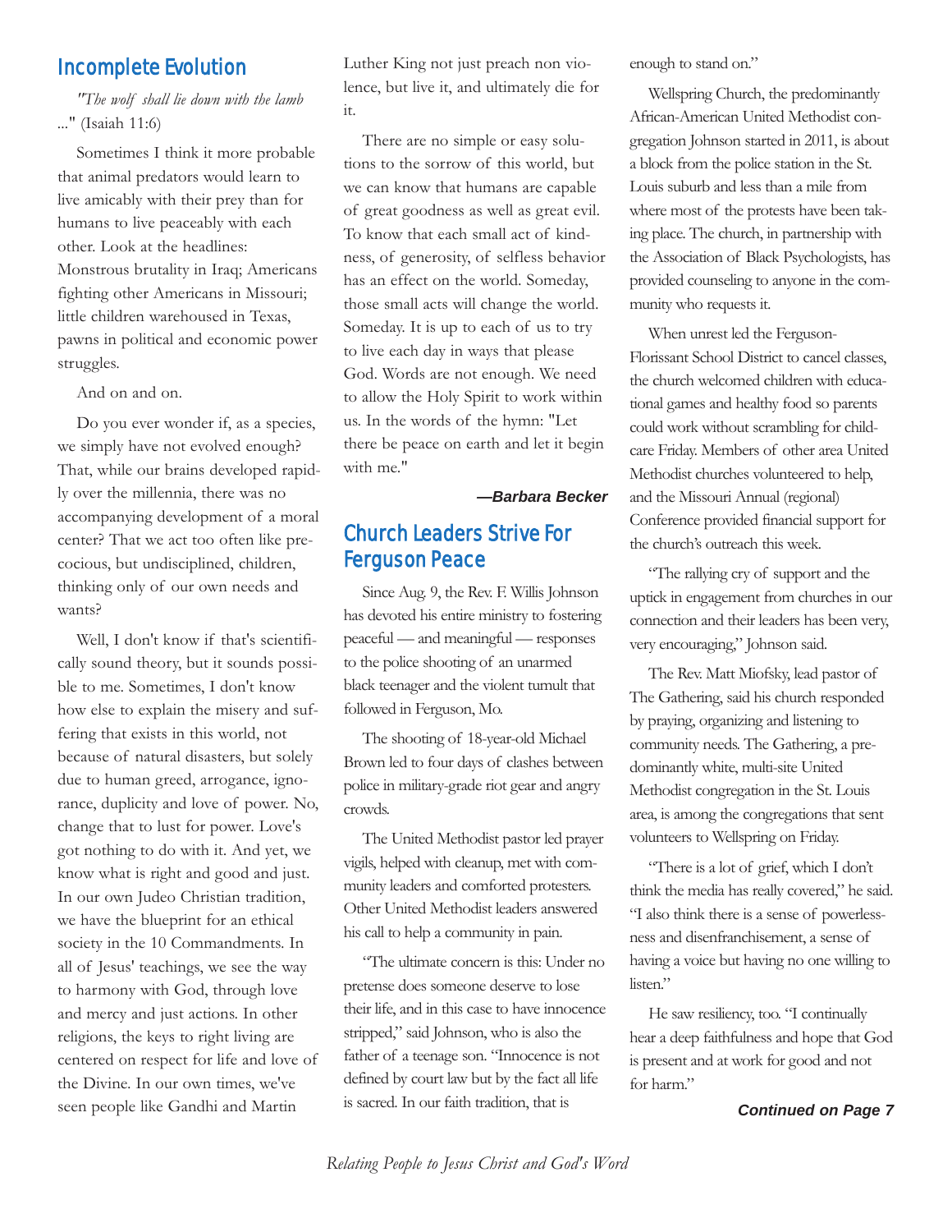## Incomplete Evolution

*"The wolf shall lie down with the lamb ..."* (Isaiah 11:6)

Sometimes I think it more probable that animal predators would learn to live amicably with their prey than for humans to live peaceably with each other. Look at the headlines: Monstrous brutality in Iraq; Americans fighting other Americans in Missouri; little children warehoused in Texas, pawns in political and economic power struggles.

And on and on.

Do you ever wonder if, as a species, we simply have not evolved enough? That, while our brains developed rapidly over the millennia, there was no accompanying development of a moral center? That we act too often like precocious, but undisciplined, children, thinking only of our own needs and wants?

Well, I don't know if that's scientifically sound theory, but it sounds possible to me. Sometimes, I don't know how else to explain the misery and suffering that exists in this world, not because of natural disasters, but solely due to human greed, arrogance, ignorance, duplicity and love of power. No, change that to lust for power. Love's got nothing to do with it. And yet, we know what is right and good and just. In our own Judeo Christian tradition, we have the blueprint for an ethical society in the 10 Commandments. In all of Jesus' teachings, we see the way to harmony with God, through love and mercy and just actions. In other religions, the keys to right living are centered on respect for life and love of the Divine. In our own times, we've seen people like Gandhi and Martin Luther King not just preach non violence, but live it, and ultimately die for it.

There are no simple or easy solutions to the sorrow of this world, but we can know that humans are capable of great goodness as well as great evil. To know that each small act of kindness, of generosity, of selfless behavior has an effect on the world. Someday, those small acts will change the world. Someday. It is up to each of us to try to live each day in ways that please God. Words are not enough. We need to allow the Holy Spirit to work within us. In the words of the hymn: "Let there be peace on earth and let it begin with me."

***—Barbara Becker***

## Church Leaders Strive For Ferguson Peace

Since Aug. 9, the Rev. F. Willis Johnson has devoted his entire ministry to fostering peaceful — and meaningful — responses to the police shooting of an unarmed black teenager and the violent tumult that followed in Ferguson, Mo.

The shooting of 18-year-old Michael Brown led to four days of clashes between police in military-grade riot gear and angry crowds.

The United Methodist pastor led prayer vigils, helped with cleanup, met with community leaders and comforted protesters. Other United Methodist leaders answered his call to help a community in pain.

"The ultimate concern is this: Under no pretense does someone deserve to lose their life, and in this case to have innocence stripped," said Johnson, who is also the father of a teenage son. "Innocence is not defined by court law but by the fact all life is sacred. In our faith tradition, that is enough to stand on."

Wellspring Church, the predominantly African-American United Methodist congregation Johnson started in 2011, is about a block from the police station in the St. Louis suburb and less than a mile from where most of the protests have been taking place. The church, in partnership with the Association of Black Psychologists, has provided counseling to anyone in the community who requests it.

When unrest led the Ferguson-Florissant School District to cancel classes, the church welcomed children with educational games and healthy food so parents could work without scrambling for childcare Friday. Members of other area United Methodist churches volunteered to help, and the Missouri Annual (regional) Conference provided financial support for the church's outreach this week.

"The rallying cry of support and the uptick in engagement from churches in our connection and their leaders has been very, very encouraging," Johnson said.

The Rev. Matt Miofsky, lead pastor of The Gathering, said his church responded by praying, organizing and listening to community needs. The Gathering, a predominantly white, multi-site United Methodist congregation in the St. Louis area, is among the congregations that sent volunteers to Wellspring on Friday.

"There is a lot of grief, which I don't think the media has really covered," he said. "I also think there is a sense of powerlessness and disenfranchisement, a sense of having a voice but having no one willing to listen."

He saw resiliency, too. "I continually hear a deep faithfulness and hope that God is present and at work for good and not for harm."

***Continued on Page 7***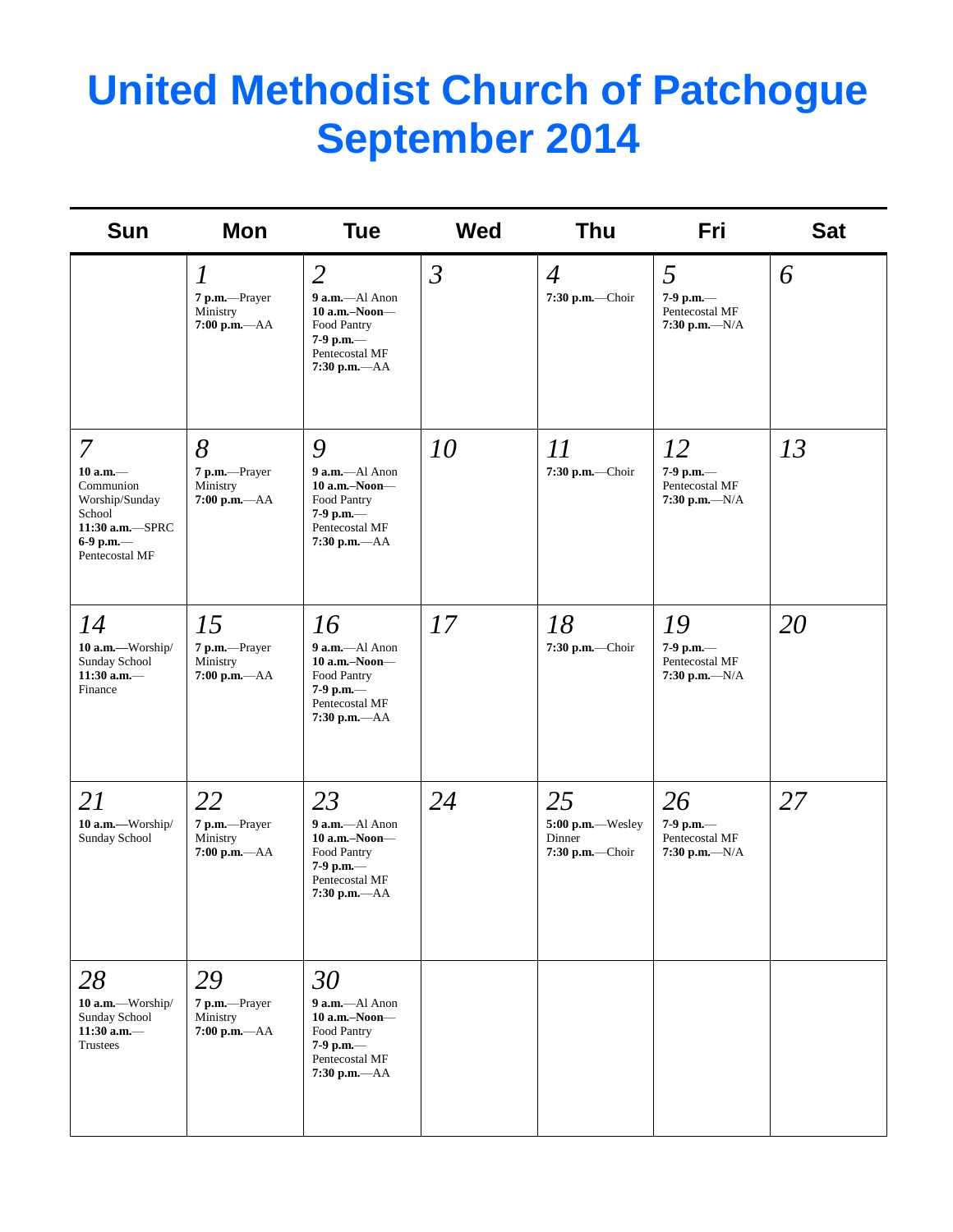# United Methodist Church of Patchogue September 2014

| Sun | Mon | Tue | Wed | Thu | Fri | Sat |
|---|---|---|---|---|---|---|
| | *1*<br>**7 p.m.**—Prayer Ministry<br>**7:00 p.m.**—AA | *2*<br>**9 a.m.**—Al Anon<br>**10 a.m.–Noon**—Food Pantry<br>**7-9 p.m.**—Pentecostal MF<br>**7:30 p.m.**—AA | *3* | *4*<br>**7:30 p.m.**—Choir | *5*<br>**7-9 p.m.**—Pentecostal MF<br>**7:30 p.m.**—N/A | *6* |
| *7*<br>**10 a.m.**—Communion Worship/Sunday School<br>**11:30 a.m.**—SPRC<br>**6-9 p.m.**—Pentecostal MF | *8*<br>**7 p.m.**—Prayer Ministry<br>**7:00 p.m.**—AA | *9*<br>**9 a.m.**—Al Anon<br>**10 a.m.–Noon**—Food Pantry<br>**7-9 p.m.**—Pentecostal MF<br>**7:30 p.m.**—AA | *10* | *11*<br>**7:30 p.m.**—Choir | *12*<br>**7-9 p.m.**—Pentecostal MF<br>**7:30 p.m.**—N/A | *13* |
| *14*<br>**10 a.m.—**Worship/ Sunday School<br>**11:30 a.m.**—Finance | *15*<br>**7 p.m.**—Prayer Ministry<br>**7:00 p.m.**—AA | *16*<br>**9 a.m.**—Al Anon<br>**10 a.m.–Noon**—Food Pantry<br>**7-9 p.m.**—Pentecostal MF<br>**7:30 p.m.**—AA | *17* | *18*<br>**7:30 p.m.**—Choir | *19*<br>**7-9 p.m.**—Pentecostal MF<br>**7:30 p.m.**—N/A | *20* |
| *21*<br>**10 a.m.—**Worship/ Sunday School | *22*<br>**7 p.m.**—Prayer Ministry<br>**7:00 p.m.**—AA | *23*<br>**9 a.m.**—Al Anon<br>**10 a.m.–Noon**—Food Pantry<br>**7-9 p.m.**—Pentecostal MF<br>**7:30 p.m.**—AA | *24* | *25*<br>**5:00 p.m.**—Wesley Dinner<br>**7:30 p.m.**—Choir | *26*<br>**7-9 p.m.**—Pentecostal MF<br>**7:30 p.m.**—N/A | *27* |
| *28*<br>**10 a.m.**—Worship/ Sunday School<br>**11:30 a.m.**—Trustees | *29*<br>**7 p.m.**—Prayer Ministry<br>**7:00 p.m.**—AA | *30*<br>**9 a.m.**—Al Anon<br>**10 a.m.–Noon**—Food Pantry<br>**7-9 p.m.**—Pentecostal MF<br>**7:30 p.m.**—AA | | | | |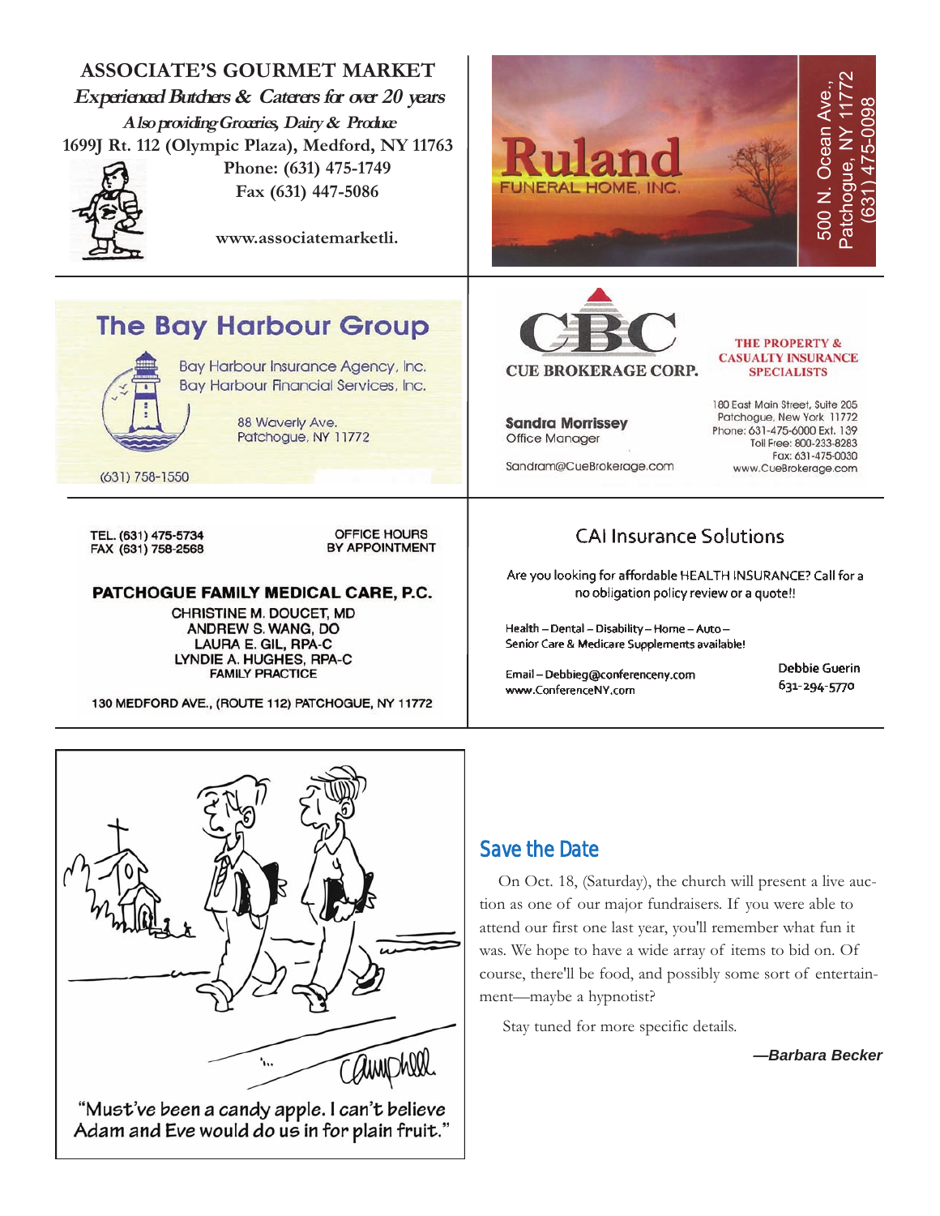**ASSOCIATE'S GOURMET MARKET**

***Experienced Butchers & Caterers for over 20 years***

***Also providing Groceries, Dairy & Produce***

**1699J Rt. 112 (Olympic Plaza), Medford, NY 11763**

**Phone: (631) 475-1749**

**Fax (631) 447-5086**

**www.associatemarketli.**

---

**Ruland**

FUNERAL HOME, INC.

500 N. Ocean Ave., Patchogue, NY 11772
(631) 475-0098

---

**The Bay Harbour Group**

Bay Harbour Insurance Agency, Inc.
Bay Harbour Financial Services, Inc.

88 Waverly Ave.
Patchogue, NY 11772

(631) 758-1550

---

**CBC**

**CUE BROKERAGE CORP.**

**THE PROPERTY & CASUALTY INSURANCE SPECIALISTS**

**Sandra Morrissey**
Office Manager

Sandram@CueBrokerage.com

180 East Main Street, Suite 205
Patchogue, New York 11772
Phone: 631-475-6000 Ext. 139
Toll Free: 800-233-8283
Fax: 631-475-0030
www.CueBrokerage.com

---

TEL. (631) 475-5734
FAX (631) 758-2568

OFFICE HOURS
BY APPOINTMENT

**PATCHOGUE FAMILY MEDICAL CARE, P.C.**

CHRISTINE M. DOUCET, MD
ANDREW S. WANG, DO
LAURA E. GIL, RPA-C
LYNDIE A. HUGHES, RPA-C
FAMILY PRACTICE

130 MEDFORD AVE., (ROUTE 112) PATCHOGUE, NY 11772

---

CAI Insurance Solutions

Are you looking for affordable HEALTH INSURANCE? Call for a no obligation policy review or a quote!!

Health – Dental – Disability – Home – Auto –
Senior Care & Medicare Supplements available!

Email – Debbieg@conferenceny.com
www.ConferenceNY.com

Debbie Guerin
631-294-5770

---

"Must've been a candy apple. I can't believe Adam and Eve would do us in for plain fruit."

## Save the Date

On Oct. 18, (Saturday), the church will present a live auction as one of our major fundraisers. If you were able to attend our first one last year, you'll remember what fun it was. We hope to have a wide array of items to bid on. Of course, there'll be food, and possibly some sort of entertainment—maybe a hypnotist?

Stay tuned for more specific details.

***—Barbara Becker***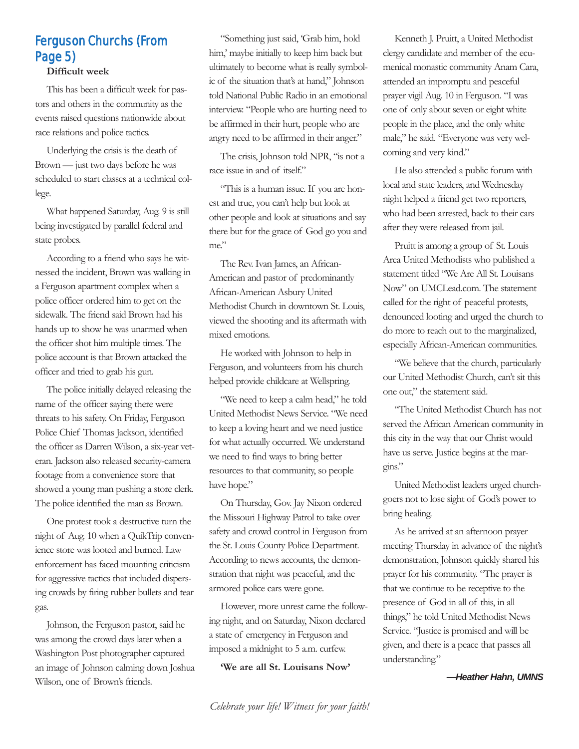## Ferguson Churchs (From Page 5)

**Difficult week**

This has been a difficult week for pastors and others in the community as the events raised questions nationwide about race relations and police tactics.

Underlying the crisis is the death of Brown — just two days before he was scheduled to start classes at a technical college.

What happened Saturday, Aug. 9 is still being investigated by parallel federal and state probes.

According to a friend who says he witnessed the incident, Brown was walking in a Ferguson apartment complex when a police officer ordered him to get on the sidewalk. The friend said Brown had his hands up to show he was unarmed when the officer shot him multiple times. The police account is that Brown attacked the officer and tried to grab his gun.

The police initially delayed releasing the name of the officer saying there were threats to his safety. On Friday, Ferguson Police Chief Thomas Jackson, identified the officer as Darren Wilson, a six-year veteran. Jackson also released security-camera footage from a convenience store that showed a young man pushing a store clerk. The police identified the man as Brown.

One protest took a destructive turn the night of Aug. 10 when a QuikTrip convenience store was looted and burned. Law enforcement has faced mounting criticism for aggressive tactics that included dispersing crowds by firing rubber bullets and tear gas.

Johnson, the Ferguson pastor, said he was among the crowd days later when a Washington Post photographer captured an image of Johnson calming down Joshua Wilson, one of Brown's friends.

"Something just said, 'Grab him, hold him,' maybe initially to keep him back but ultimately to become what is really symbolic of the situation that's at hand," Johnson told National Public Radio in an emotional interview. "People who are hurting need to be affirmed in their hurt, people who are angry need to be affirmed in their anger."

The crisis, Johnson told NPR, "is not a race issue in and of itself."

"This is a human issue. If you are honest and true, you can't help but look at other people and look at situations and say there but for the grace of God go you and me."

The Rev. Ivan James, an African-American and pastor of predominantly African-American Asbury United Methodist Church in downtown St. Louis, viewed the shooting and its aftermath with mixed emotions.

He worked with Johnson to help in Ferguson, and volunteers from his church helped provide childcare at Wellspring.

"We need to keep a calm head," he told United Methodist News Service. "We need to keep a loving heart and we need justice for what actually occurred. We understand we need to find ways to bring better resources to that community, so people have hope."

On Thursday, Gov. Jay Nixon ordered the Missouri Highway Patrol to take over safety and crowd control in Ferguson from the St. Louis County Police Department. According to news accounts, the demonstration that night was peaceful, and the armored police cars were gone.

However, more unrest came the following night, and on Saturday, Nixon declared a state of emergency in Ferguson and imposed a midnight to 5 a.m. curfew.

**'We are all St. Louisans Now'**

Kenneth J. Pruitt, a United Methodist clergy candidate and member of the ecumenical monastic community Anam Cara, attended an impromptu and peaceful prayer vigil Aug. 10 in Ferguson. "I was one of only about seven or eight white people in the place, and the only white male," he said. "Everyone was very welcoming and very kind."

He also attended a public forum with local and state leaders, and Wednesday night helped a friend get two reporters, who had been arrested, back to their cars after they were released from jail.

Pruitt is among a group of St. Louis Area United Methodists who published a statement titled "We Are All St. Louisans Now" on UMCLead.com. The statement called for the right of peaceful protests, denounced looting and urged the church to do more to reach out to the marginalized, especially African-American communities.

"We believe that the church, particularly our United Methodist Church, can't sit this one out," the statement said.

"The United Methodist Church has not served the African American community in this city in the way that our Christ would have us serve. Justice begins at the margins."

United Methodist leaders urged churchgoers not to lose sight of God's power to bring healing.

As he arrived at an afternoon prayer meeting Thursday in advance of the night's demonstration, Johnson quickly shared his prayer for his community. "The prayer is that we continue to be receptive to the presence of God in all of this, in all things," he told United Methodist News Service. "Justice is promised and will be given, and there is a peace that passes all understanding."

***—Heather Hahn, UMNS***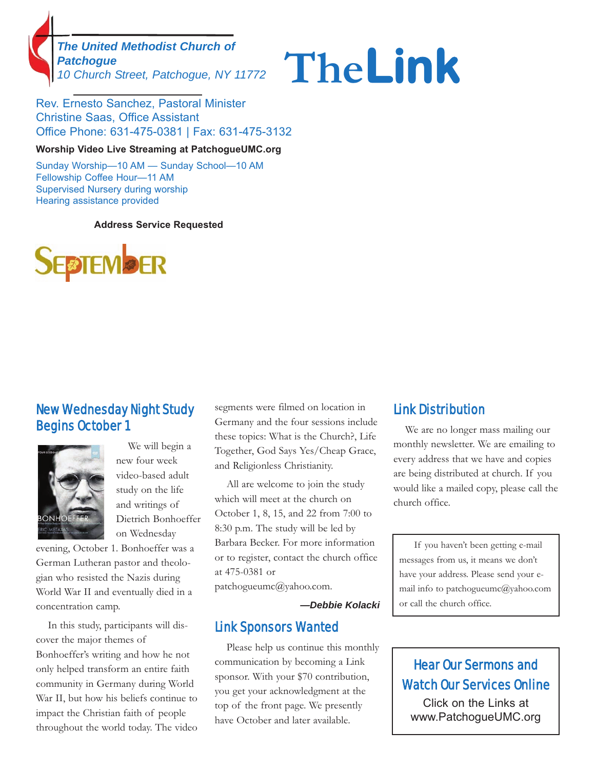*The United Methodist Church of Patchogue*
*10 Church Street, Patchogue, NY 11772*

# The Link

Rev. Ernesto Sanchez, Pastoral Minister
Christine Saas, Office Assistant
Office Phone: 631-475-0381 | Fax: 631-475-3132

**Worship Video Live Streaming at PatchogueUMC.org**

Sunday Worship—10 AM — Sunday School—10 AM
Fellowship Coffee Hour—11 AM
Supervised Nursery during worship
Hearing assistance provided

**Address Service Requested**

SEPTEMBER

## New Wednesday Night Study Begins October 1

We will begin a new four week video-based adult study on the life and writings of Dietrich Bonhoeffer on Wednesday evening, October 1. Bonhoeffer was a German Lutheran pastor and theologian who resisted the Nazis during World War II and eventually died in a concentration camp.

In this study, participants will discover the major themes of Bonhoeffer's writing and how he not only helped transform an entire faith community in Germany during World War II, but how his beliefs continue to impact the Christian faith of people throughout the world today. The video segments were filmed on location in Germany and the four sessions include these topics: What is the Church?, Life Together, God Says Yes/Cheap Grace, and Religionless Christianity.

All are welcome to join the study which will meet at the church on October 1, 8, 15, and 22 from 7:00 to 8:30 p.m. The study will be led by Barbara Becker. For more information or to register, contact the church office at 475-0381 or patchogueumc@yahoo.com.

***—Debbie Kolacki***

## Link Sponsors Wanted

Please help us continue this monthly communication by becoming a Link sponsor. With your $70 contribution, you get your acknowledgment at the top of the front page. We presently have October and later available.

## Link Distribution

We are no longer mass mailing our monthly newsletter. We are emailing to every address that we have and copies are being distributed at church. If you would like a mailed copy, please call the church office.

If you haven't been getting e-mail messages from us, it means we don't have your address. Please send your e-mail info to patchogueumc@yahoo.com or call the church office.

## Hear Our Sermons and Watch Our Services Online

Click on the Links at www.PatchogueUMC.org